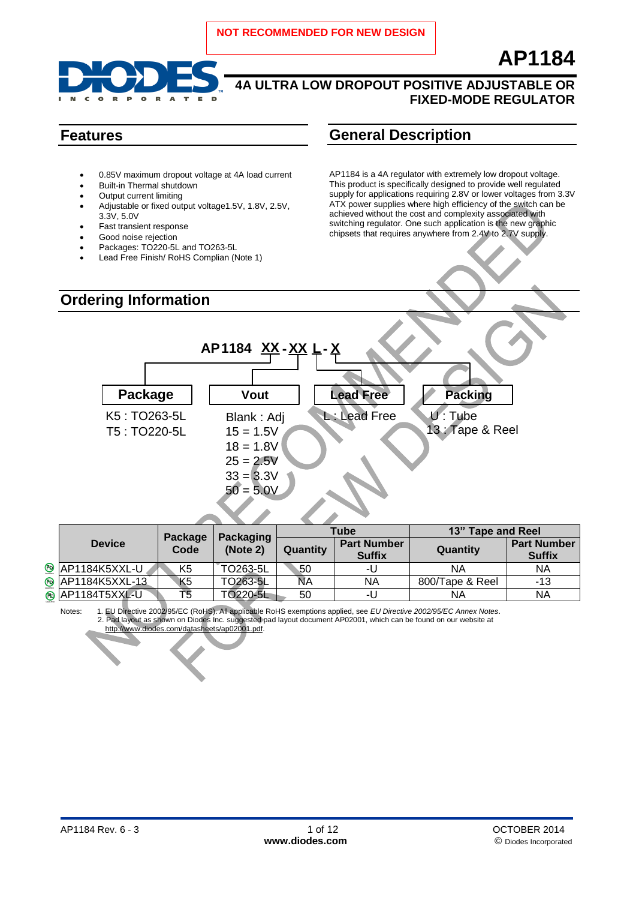NOT RECOMMENDED FOR NEW DESIGN

# AP1184

## 4A ULTRA LOW DROPOUT POSITIVE ADJUSTABLE OR FIXED-MODE REGULATOR

## Features

- 0.85V maximum dropout voltage at 4A load current
- Built-in Thermal shutdown
- Output current limiting
- Adjustable or fixed output voltage1.5V, 1.8V, 2.5V, 3.3V, 5.0V
- Fast transient response
- Good noise rejection
- Packages: TO220-5L and TO263-5L
- Lead Free Finish/ RoHS Complian (Note 1)

## General Description

AP1184 is a 4A regulator with extremely low dropout voltage. This product is specifically designed to provide well regulated supply for applications requiring 2.8V or lower voltages from 3.3V ATX power supplies where high efficiency of the switch can be achieved without the cost and complexity associated with switching regulator. One such application is the new graphic chipsets that requires anywhere from 2.4V to 2.7V supply.

## Ordering Information

**AP1184 XX - XX L - X**

| Package | Vout | Lead Free | Packing |
|---|---|---|---|
| K5 : TO263-5L | Blank : Adj | L : Lead Free | U : Tube |
| T5 : TO220-5L | 15 = 1.5V | | 13 : Tape & Reel |
| | 18 = 1.8V | | |
| | 25 = 2.5V | | |
| | 33 = 3.3V | | |
| | 50 = 5.0V | | |

| Device | Package Code | Packaging (Note 2) | Tube | | 13" Tape and Reel | |
|---|---|---|---|---|---|---|
| | | | Quantity | Part Number Suffix | Quantity | Part Number Suffix |
| AP1184K5XXL-U | K5 | TO263-5L | 50 | -U | NA | NA |
| AP1184K5XXL-13 | K5 | TO263-5L | NA | NA | 800/Tape & Reel | -13 |
| AP1184T5XXL-U | T5 | TO220-5L | 50 | -U | NA | NA |

Notes:
1. EU Directive 2002/95/EC (RoHS). All applicable RoHS exemptions applied, see *EU Directive 2002/95/EC Annex Notes*.
2. Pad layout as shown on Diodes Inc. suggested pad layout document AP02001, which can be found on our website at http://www.diodes.com/datasheets/ap02001.pdf.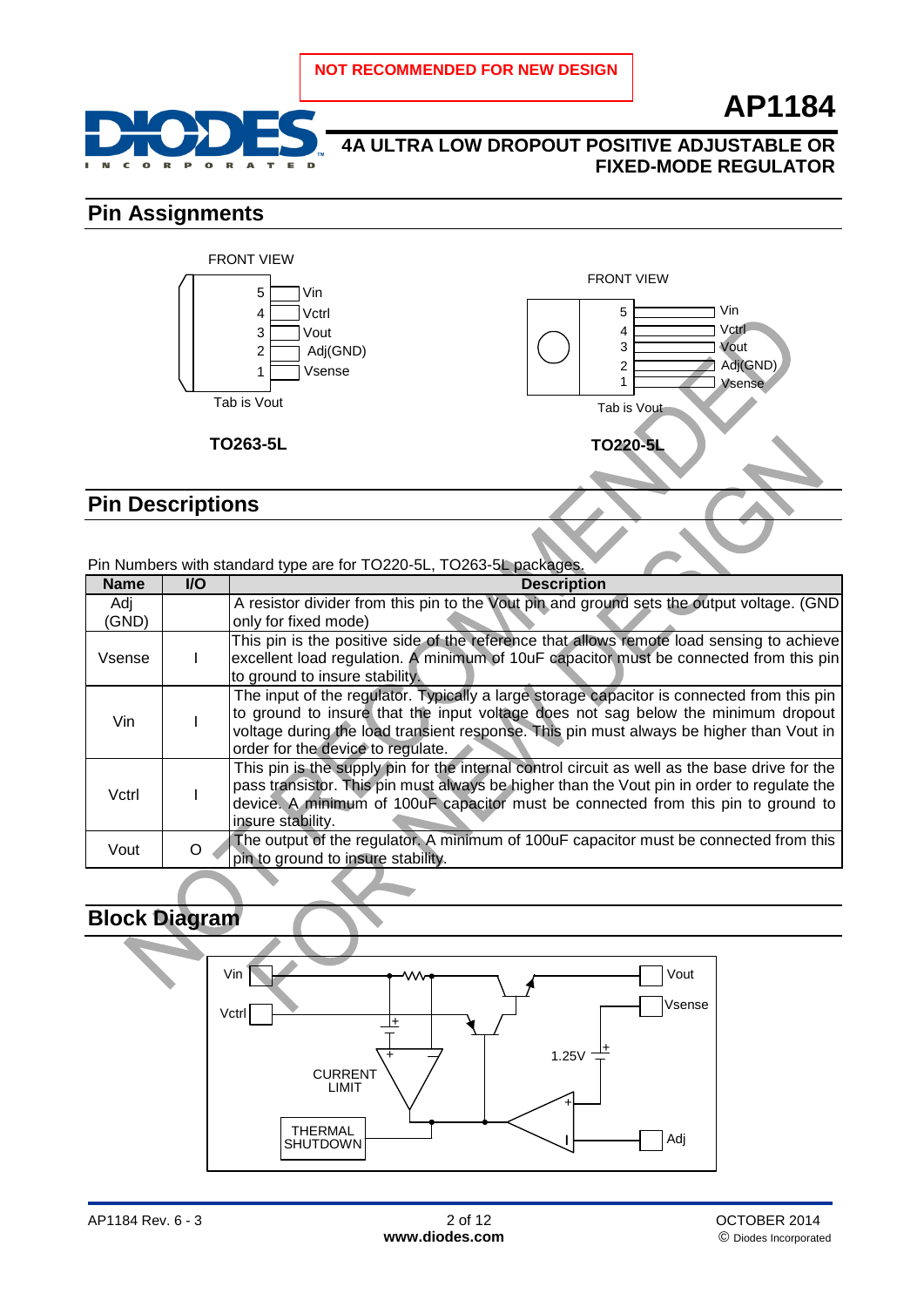NOT RECOMMENDED FOR NEW DESIGN

# AP1184

## 4A ULTRA LOW DROPOUT POSITIVE ADJUSTABLE OR FIXED-MODE REGULATOR

## Pin Assignments

FRONT VIEW

| Pin | Name |
|---|---|
| 5 | Vin |
| 4 | Vctrl |
| 3 | Vout |
| 2 | Adj(GND) |
| 1 | Vsense |

Tab is Vout

**TO263-5L**

FRONT VIEW

| Pin | Name |
|---|---|
| 5 | Vin |
| 4 | Vctrl |
| 3 | Vout |
| 2 | Adj(GND) |
| 1 | Vsense |

Tab is Vout

**TO220-5L**

## Pin Descriptions

Pin Numbers with standard type are for TO220-5L, TO263-5L packages.

| Name | I/O | Description |
|---|---|---|
| Adj (GND) | | A resistor divider from this pin to the Vout pin and ground sets the output voltage. (GND only for fixed mode) |
| Vsense | I | This pin is the positive side of the reference that allows remote load sensing to achieve excellent load regulation. A minimum of 10uF capacitor must be connected from this pin to ground to insure stability. |
| Vin | I | The input of the regulator. Typically a large storage capacitor is connected from this pin to ground to insure that the input voltage does not sag below the minimum dropout voltage during the load transient response. This pin must always be higher than Vout in order for the device to regulate. |
| Vctrl | I | This pin is the supply pin for the internal control circuit as well as the base drive for the pass transistor. This pin must always be higher than the Vout pin in order to regulate the device. A minimum of 100uF capacitor must be connected from this pin to ground to insure stability. |
| Vout | O | The output of the regulator. A minimum of 100uF capacitor must be connected from this pin to ground to insure stability. |

## Block Diagram

Vin, Vctrl, Vout, Vsense, Adj, CURRENT LIMIT, THERMAL SHUTDOWN, 1.25V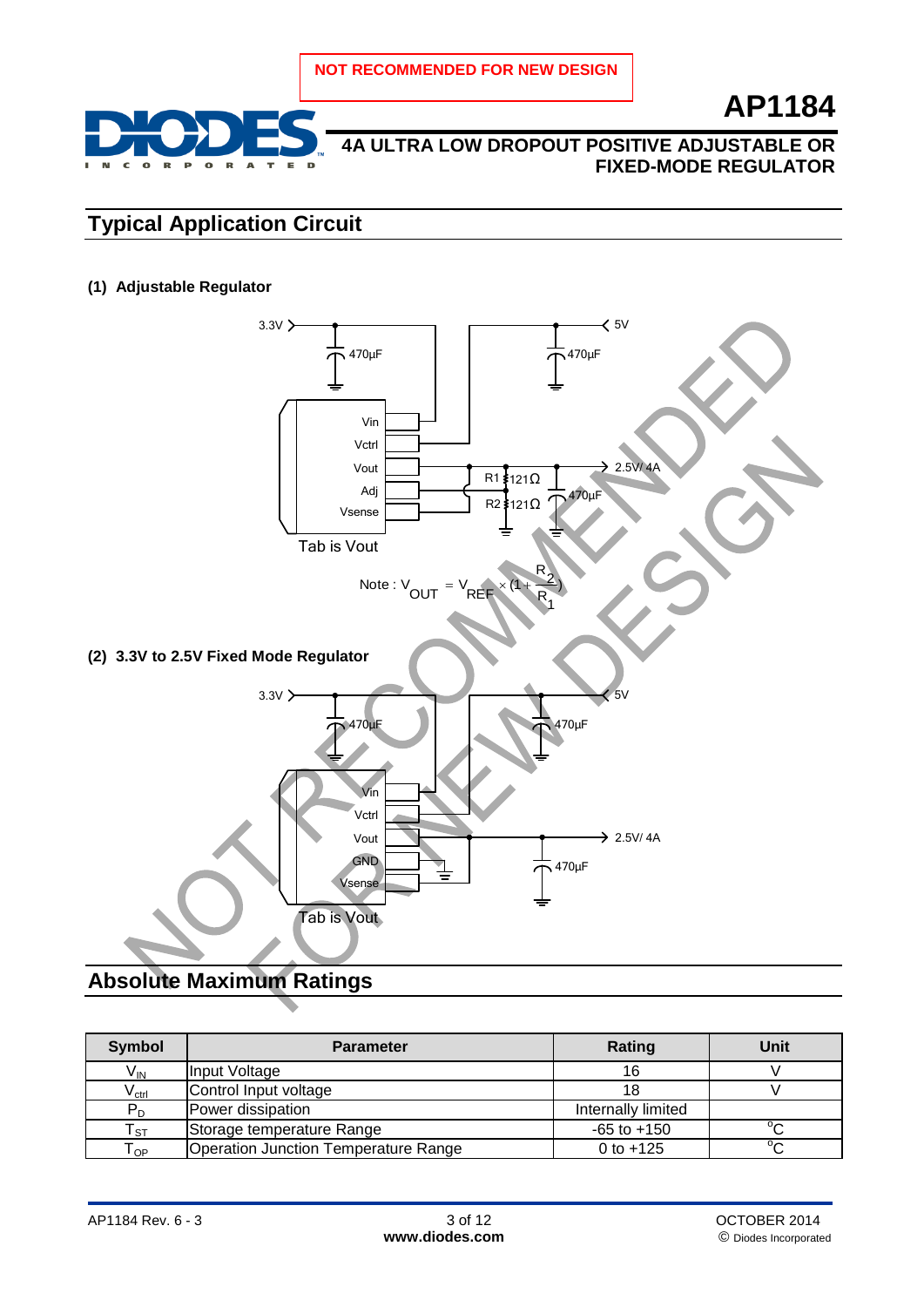NOT RECOMMENDED FOR NEW DESIGN

# AP1184

## 4A ULTRA LOW DROPOUT POSITIVE ADJUSTABLE OR FIXED-MODE REGULATOR

## Typical Application Circuit

**(1) Adjustable Regulator**

3.3V, 5V, 470µF, 470µF, Vin, Vctrl, Vout, Adj, Vsense, R1 121Ω, R2 121Ω, 470µF, 2.5V/ 4A

Tab is Vout

Note : $V_{OUT} = V_{REF} \times (1 + \frac{R_2}{R_1})$

**(2) 3.3V to 2.5V Fixed Mode Regulator**

3.3V, 5V, 470µF, 470µF, Vin, Vctrl, Vout, GND, Vsense, 2.5V/ 4A, 470µF

Tab is Vout

## Absolute Maximum Ratings

| Symbol | Parameter | Rating | Unit |
|---|---|---|---|
| $V_{IN}$ | Input Voltage | 16 | V |
| $V_{ctrl}$ | Control Input voltage | 18 | V |
| $P_D$ | Power dissipation | Internally limited | |
| $T_{ST}$ | Storage temperature Range | -65 to +150 | °C |
| $T_{OP}$ | Operation Junction Temperature Range | 0 to +125 | °C |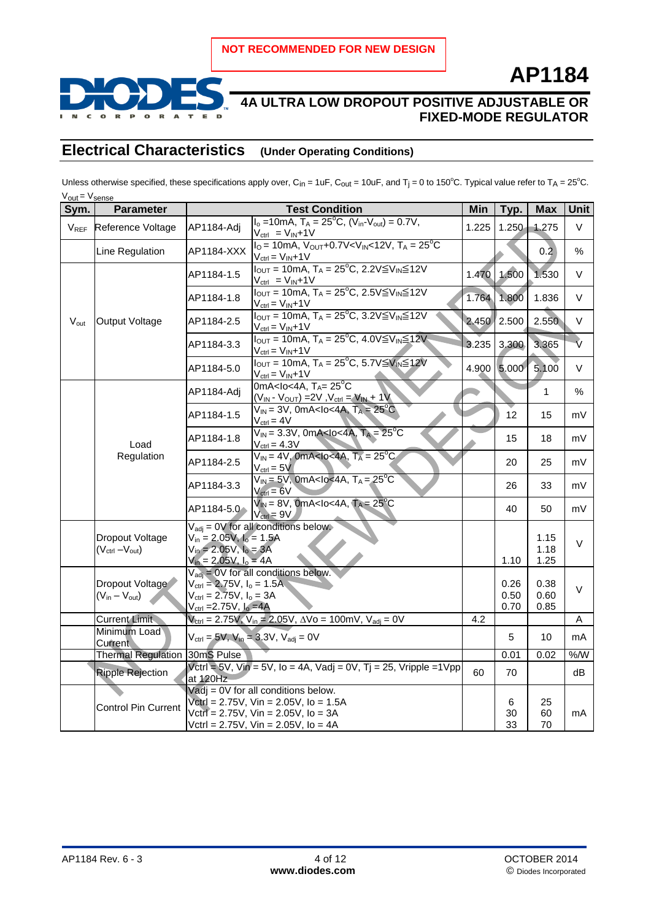NOT RECOMMENDED FOR NEW DESIGN

# AP1184

## 4A ULTRA LOW DROPOUT POSITIVE ADJUSTABLE OR FIXED-MODE REGULATOR

## Electrical Characteristics (Under Operating Conditions)

Unless otherwise specified, these specifications apply over, $C_{in}$ = 1uF, $C_{out}$ = 10uF, and $T_j$ = 0 to 150°C. Typical value refer to $T_A$ = 25°C. $V_{out} = V_{sense}$

| Sym. | Parameter | Test Condition | | Min | Typ. | Max | Unit |
|---|---|---|---|---|---|---|---|
| $V_{REF}$ | Reference Voltage | AP1184-Adj | $I_o$ =10mA, $T_A$ = 25°C, ($V_{in}$-$V_{out}$) = 0.7V, $V_{ctrl}$ = $V_{IN}$+1V | 1.225 | 1.250 | 1.275 | V |
| | Line Regulation | AP1184-XXX | $I_O$ = 10mA, $V_{OUT}$+0.7V<$V_{IN}$<12V, $T_A$ = 25°C $V_{ctrl}$ = $V_{IN}$+1V | | | 0.2 | % |
| $V_{out}$ | Output Voltage | AP1184-1.5 | $I_{OUT}$ = 10mA, $T_A$ = 25°C, 2.2V≦$V_{IN}$≦12V $V_{ctrl}$ = $V_{IN}$+1V | 1.470 | 1.500 | 1.530 | V |
| | | AP1184-1.8 | $I_{OUT}$ = 10mA, $T_A$ = 25°C, 2.5V≦$V_{IN}$≦12V $V_{ctrl}$ = $V_{IN}$+1V | 1.764 | 1.800 | 1.836 | V |
| | | AP1184-2.5 | $I_{OUT}$ = 10mA, $T_A$ = 25°C, 3.2V≦$V_{IN}$≦12V $V_{ctrl}$ = $V_{IN}$+1V | 2.450 | 2.500 | 2.550 | V |
| | | AP1184-3.3 | $I_{OUT}$ = 10mA, $T_A$ = 25°C, 4.0V≦$V_{IN}$≦12V $V_{ctrl}$ = $V_{IN}$+1V | 3.235 | 3.300 | 3.365 | V |
| | | AP1184-5.0 | $I_{OUT}$ = 10mA, $T_A$ = 25°C, 5.7V≦$V_{IN}$≦12V $V_{ctrl}$ = $V_{IN}$+1V | 4.900 | 5.000 | 5.100 | V |
| | Load Regulation | AP1184-Adj | 0mA<Io<4A, $T_A$= 25°C ($V_{IN}$ - $V_{OUT}$) =2V ,$V_{ctrl}$ = $V_{IN}$ + 1V | | | 1 | % |
| | | AP1184-1.5 | $V_{IN}$ = 3V, 0mA<Io<4A, $T_A$ = 25°C $V_{ctrl}$ = 4V | | 12 | 15 | mV |
| | | AP1184-1.8 | $V_{IN}$ = 3.3V, 0mA<Io<4A, $T_A$ = 25°C $V_{ctrl}$ = 4.3V | | 15 | 18 | mV |
| | | AP1184-2.5 | $V_{IN}$ = 4V, 0mA<Io<4A, $T_A$ = 25°C $V_{ctrl}$ = 5V | | 20 | 25 | mV |
| | | AP1184-3.3 | $V_{IN}$ = 5V, 0mA<Io<4A, $T_A$ = 25°C $V_{ctrl}$ = 6V | | 26 | 33 | mV |
| | | AP1184-5.0 | $V_{IN}$ = 8V, 0mA<Io<4A, $T_A$ = 25°C $V_{ctrl}$ = 9V | | 40 | 50 | mV |
| | Dropout Voltage ($V_{ctrl}$ – $V_{out}$) | $V_{adj}$ = 0V for all conditions below. $V_{in}$ = 2.05V, $I_o$ = 1.5A $V_{in}$ = 2.05V, $I_o$ = 3A $V_{in}$ = 2.05V, $I_o$ = 4A | | | 1.10 | 1.15 1.18 1.25 | V |
| | Dropout Voltage ($V_{in}$ – $V_{out}$) | $V_{adj}$ = 0V for all conditions below. $V_{ctrl}$ = 2.75V, $I_o$ = 1.5A $V_{ctrl}$ = 2.75V, $I_o$ = 3A $V_{ctrl}$ =2.75V, $I_o$ =4A | | | 0.26 0.50 0.70 | 0.38 0.60 0.85 | V |
| | Current Limit | $V_{ctrl}$ = 2.75V, $V_{in}$ = 2.05V, ΔVo = 100mV, $V_{adj}$ = 0V | | 4.2 | | | A |
| | Minimum Load Current | $V_{ctrl}$ = 5V, $V_{in}$ = 3.3V, $V_{adj}$ = 0V | | | 5 | 10 | mA |
| | Thermal Regulation | 30mS Pulse | | | 0.01 | 0.02 | %/W |
| | Ripple Rejection | Vctrl = 5V, Vin = 5V, Io = 4A, Vadj = 0V, Tj = 25, Vripple =1Vpp at 120Hz | | 60 | 70 | | dB |
| | Control Pin Current | Vadj = 0V for all conditions below. Vctrl = 2.75V, Vin = 2.05V, Io = 1.5A Vctrl = 2.75V, Vin = 2.05V, Io = 3A Vctrl = 2.75V, Vin = 2.05V, Io = 4A | | | 6 30 33 | 25 60 70 | mA |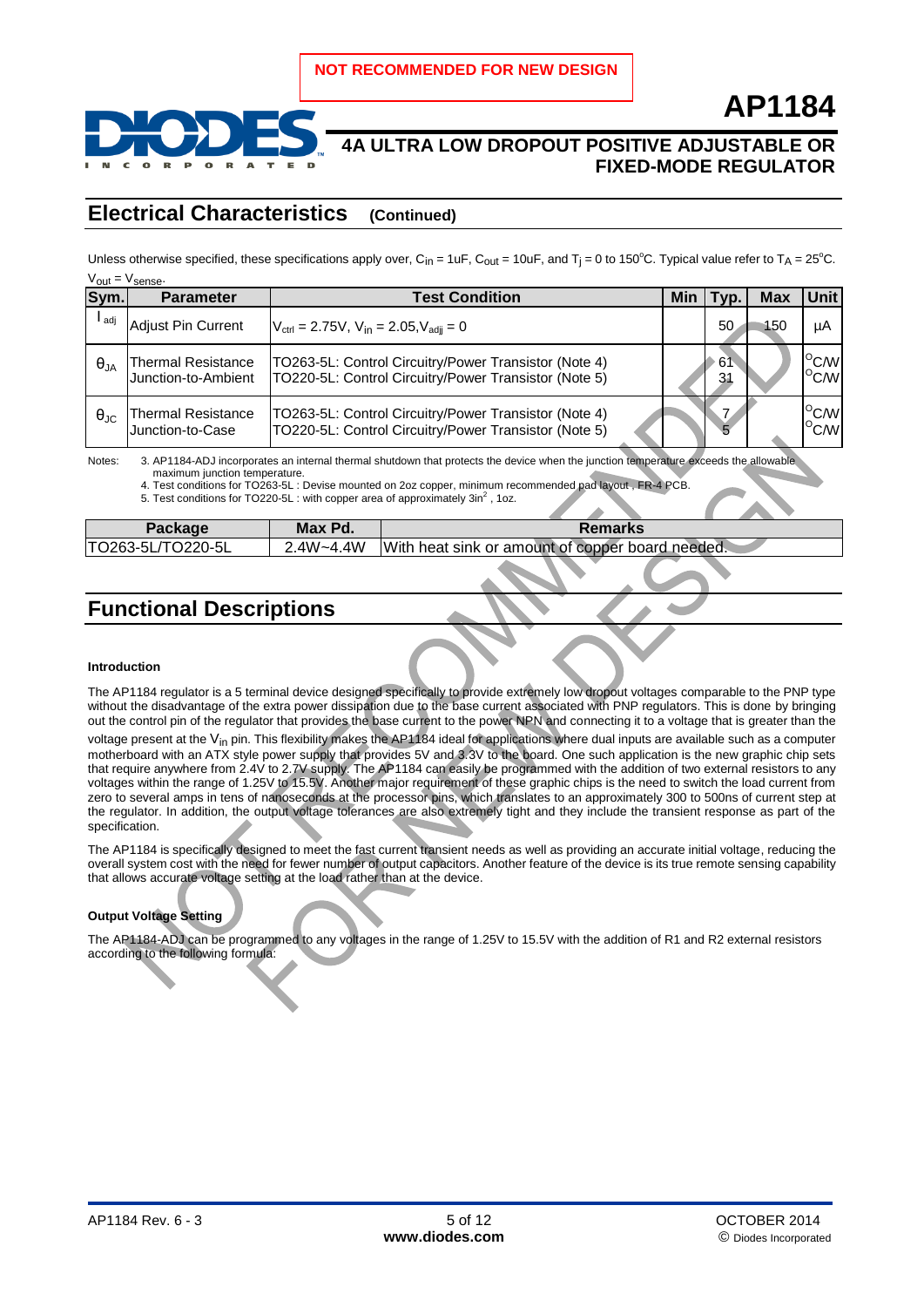NOT RECOMMENDED FOR NEW DESIGN

# AP1184

## 4A ULTRA LOW DROPOUT POSITIVE ADJUSTABLE OR FIXED-MODE REGULATOR

## Electrical Characteristics (Continued)

Unless otherwise specified, these specifications apply over, $C_{in}$ = 1uF, $C_{out}$ = 10uF, and $T_j$ = 0 to 150°C. Typical value refer to $T_A$ = 25°C. $V_{out} = V_{sense}$.

| Sym. | Parameter | Test Condition | Min | Typ. | Max | Unit |
|---|---|---|---|---|---|---|
| $I_{adj}$ | Adjust Pin Current | $V_{ctrl}$ = 2.75V, $V_{in}$ = 2.05, $V_{adj}$ = 0 | | 50 | 150 | µA |
| $\theta_{JA}$ | Thermal Resistance Junction-to-Ambient | TO263-5L: Control Circuitry/Power Transistor (Note 4)<br>TO220-5L: Control Circuitry/Power Transistor (Note 5) | | 61<br>31 | | °C/W<br>°C/W |
| $\theta_{JC}$ | Thermal Resistance Junction-to-Case | TO263-5L: Control Circuitry/Power Transistor (Note 4)<br>TO220-5L: Control Circuitry/Power Transistor (Note 5) | | 7<br>5 | | °C/W<br>°C/W |

Notes: 3. AP1184-ADJ incorporates an internal thermal shutdown that protects the device when the junction temperature exceeds the allowable maximum junction temperature.
4. Test conditions for TO263-5L : Devise mounted on 2oz copper, minimum recommended pad layout , FR-4 PCB.
5. Test conditions for TO220-5L : with copper area of approximately 3in$^2$ , 1oz.

| Package | Max Pd. | Remarks |
|---|---|---|
| TO263-5L/TO220-5L | 2.4W~4.4W | With heat sink or amount of copper board needed. |

## Functional Descriptions

**Introduction**

The AP1184 regulator is a 5 terminal device designed specifically to provide extremely low dropout voltages comparable to the PNP type without the disadvantage of the extra power dissipation due to the base current associated with PNP regulators. This is done by bringing out the control pin of the regulator that provides the base current to the power NPN and connecting it to a voltage that is greater than the voltage present at the $V_{in}$ pin. This flexibility makes the AP1184 ideal for applications where dual inputs are available such as a computer motherboard with an ATX style power supply that provides 5V and 3.3V to the board. One such application is the new graphic chip sets that require anywhere from 2.4V to 2.7V supply. The AP1184 can easily be programmed with the addition of two external resistors to any voltages within the range of 1.25V to 15.5V. Another major requirement of these graphic chips is the need to switch the load current from zero to several amps in tens of nanoseconds at the processor pins, which translates to an approximately 300 to 500ns of current step at the regulator. In addition, the output voltage tolerances are also extremely tight and they include the transient response as part of the specification.

The AP1184 is specifically designed to meet the fast current transient needs as well as providing an accurate initial voltage, reducing the overall system cost with the need for fewer number of output capacitors. Another feature of the device is its true remote sensing capability that allows accurate voltage setting at the load rather than at the device.

**Output Voltage Setting**

The AP1184-ADJ can be programmed to any voltages in the range of 1.25V to 15.5V with the addition of R1 and R2 external resistors according to the following formula: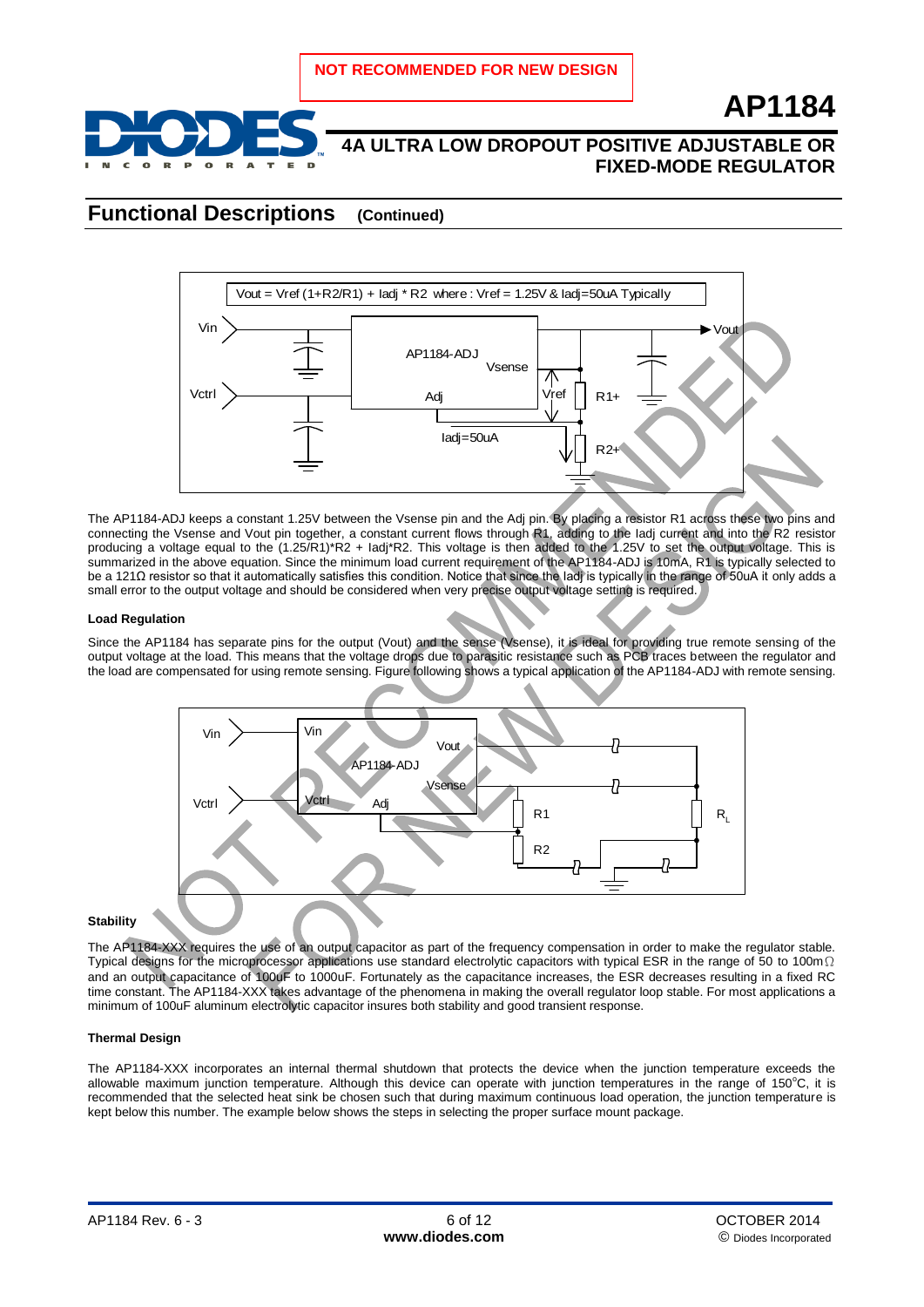## Functional Descriptions (Continued)

Vout = Vref (1+R2/R1) + Iadj * R2 where : Vref = 1.25V & Iadj=50uA Typically

The AP1184-ADJ keeps a constant 1.25V between the Vsense pin and the Adj pin. By placing a resistor R1 across these two pins and connecting the Vsense and Vout pin together, a constant current flows through R1, adding to the Iadj current and into the R2 resistor producing a voltage equal to the (1.25/R1)*R2 + Iadj*R2. This voltage is then added to the 1.25V to set the output voltage. This is summarized in the above equation. Since the minimum load current requirement of the AP1184-ADJ is 10mA, R1 is typically selected to be a 121Ω resistor so that it automatically satisfies this condition. Notice that since the Iadj is typically in the range of 50uA it only adds a small error to the output voltage and should be considered when very precise output voltage setting is required.

**Load Regulation**

Since the AP1184 has separate pins for the output (Vout) and the sense (Vsense), it is ideal for providing true remote sensing of the output voltage at the load. This means that the voltage drops due to parasitic resistance such as PCB traces between the regulator and the load are compensated for using remote sensing. Figure following shows a typical application of the AP1184-ADJ with remote sensing.

**Stability**

The AP1184-XXX requires the use of an output capacitor as part of the frequency compensation in order to make the regulator stable. Typical designs for the microprocessor applications use standard electrolytic capacitors with typical ESR in the range of 50 to 100mΩ and an output capacitance of 100uF to 1000uF. Fortunately as the capacitance increases, the ESR decreases resulting in a fixed RC time constant. The AP1184-XXX takes advantage of the phenomena in making the overall regulator loop stable. For most applications a minimum of 100uF aluminum electrolytic capacitor insures both stability and good transient response.

**Thermal Design**

The AP1184-XXX incorporates an internal thermal shutdown that protects the device when the junction temperature exceeds the allowable maximum junction temperature. Although this device can operate with junction temperatures in the range of 150°C, it is recommended that the selected heat sink be chosen such that during maximum continuous load operation, the junction temperature is kept below this number. The example below shows the steps in selecting the proper surface mount package.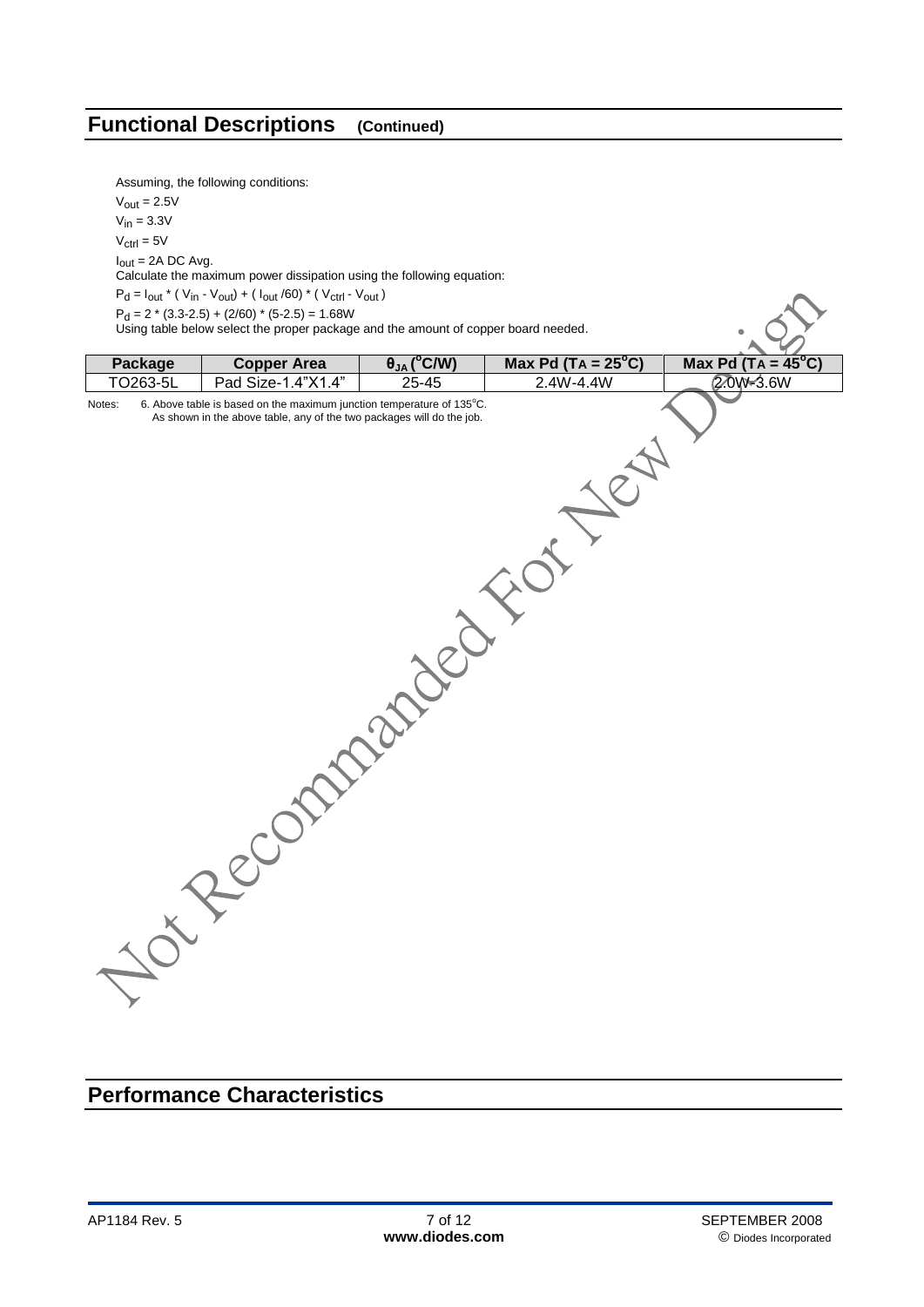## Functional Descriptions (Continued)

Assuming, the following conditions:

$V_{out} = 2.5V$

$V_{in} = 3.3V$

$V_{ctrl} = 5V$

$I_{out} = 2A$ DC Avg.

Calculate the maximum power dissipation using the following equation:

$P_d = I_{out} * ( V_{in} - V_{out}) + ( I_{out} /60) * ( V_{ctrl} - V_{out} )$

$P_d = 2 * (3.3-2.5) + (2/60) * (5-2.5) = 1.68W$

Using table below select the proper package and the amount of copper board needed.

| Package | Copper Area | $\theta_{JA}$ (°C/W) | Max Pd ($T_A = 25°C$) | Max Pd ($T_A = 45°C$) |
|---|---|---|---|---|
| TO263-5L | Pad Size-1.4"X1.4" | 25-45 | 2.4W-4.4W | 2.0W-3.6W |

Notes: 6. Above table is based on the maximum junction temperature of 135°C. As shown in the above table, any of the two packages will do the job.

Not Recommended For New Design

## Performance Characteristics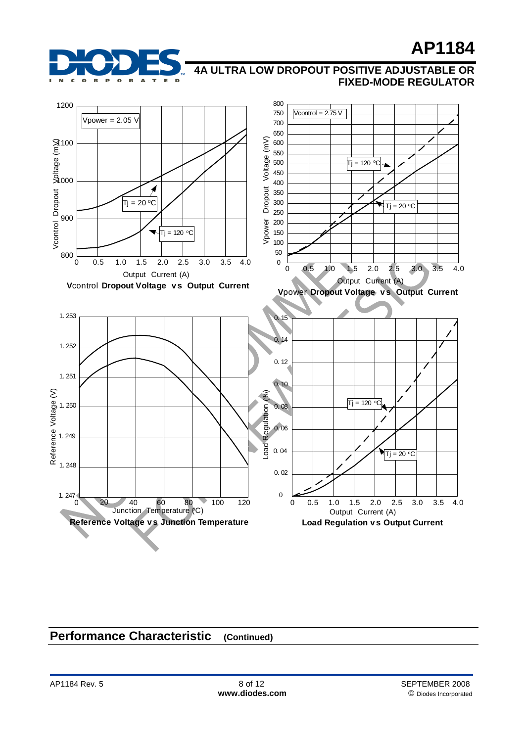**Vcontrol Dropout Voltage vs Output Current**

**Vpower Dropout Voltage vs Output Current**

**Reference Voltage vs Junction Temperature**

**Load Regulation vs Output Current**

## Performance Characteristic (Continued)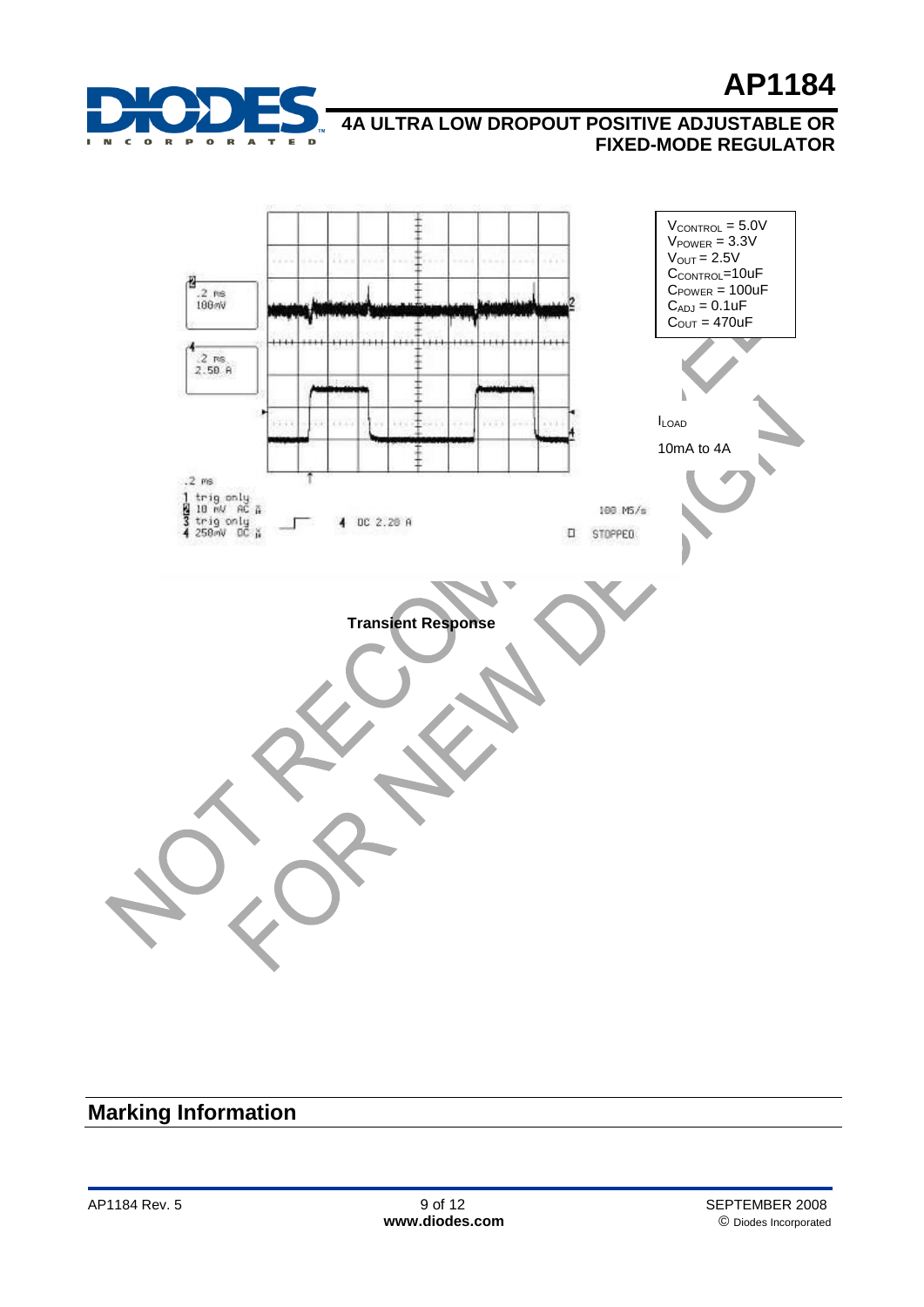$V_{CONTROL}$ = 5.0V
$V_{POWER}$ = 3.3V
$V_{OUT}$ = 2.5V
$C_{CONTROL}$=10uF
$C_{POWER}$ = 100uF
$C_{ADJ}$ = 0.1uF
$C_{OUT}$ = 470uF

$I_{LOAD}$

10mA to 4A

Transient Response

## Marking Information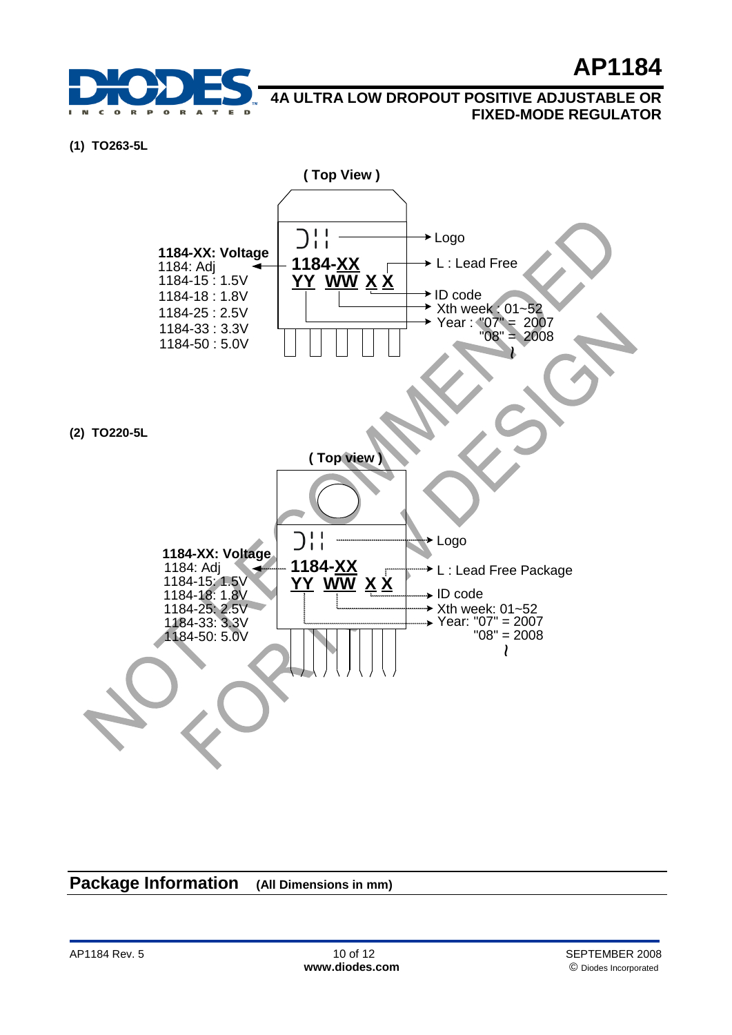**(1) TO263-5L**

**( Top View )**

**1184-XX: Voltage**
1184: Adj
1184-15 : 1.5V
1184-18 : 1.8V
1184-25 : 2.5V
1184-33 : 3.3V
1184-50 : 5.0V

**1184-XX**
**YY WW X X**

Logo
L : Lead Free
ID code
Xth week : 01~52
Year : "07" = 2007
"08" = 2008
~

**(2) TO220-5L**

**( Top view )**

**1184-XX: Voltage**
1184: Adj
1184-15: 1.5V
1184-18: 1.8V
1184-25: 2.5V
1184-33: 3.3V
1184-50: 5.0V

**1184-XX**
**YY WW X X**

Logo
L : Lead Free Package
ID code
Xth week: 01~52
Year: "07" = 2007
"08" = 2008
~

NOT RECOMMENDED FOR NEW DESIGN

## Package Information **(All Dimensions in mm)**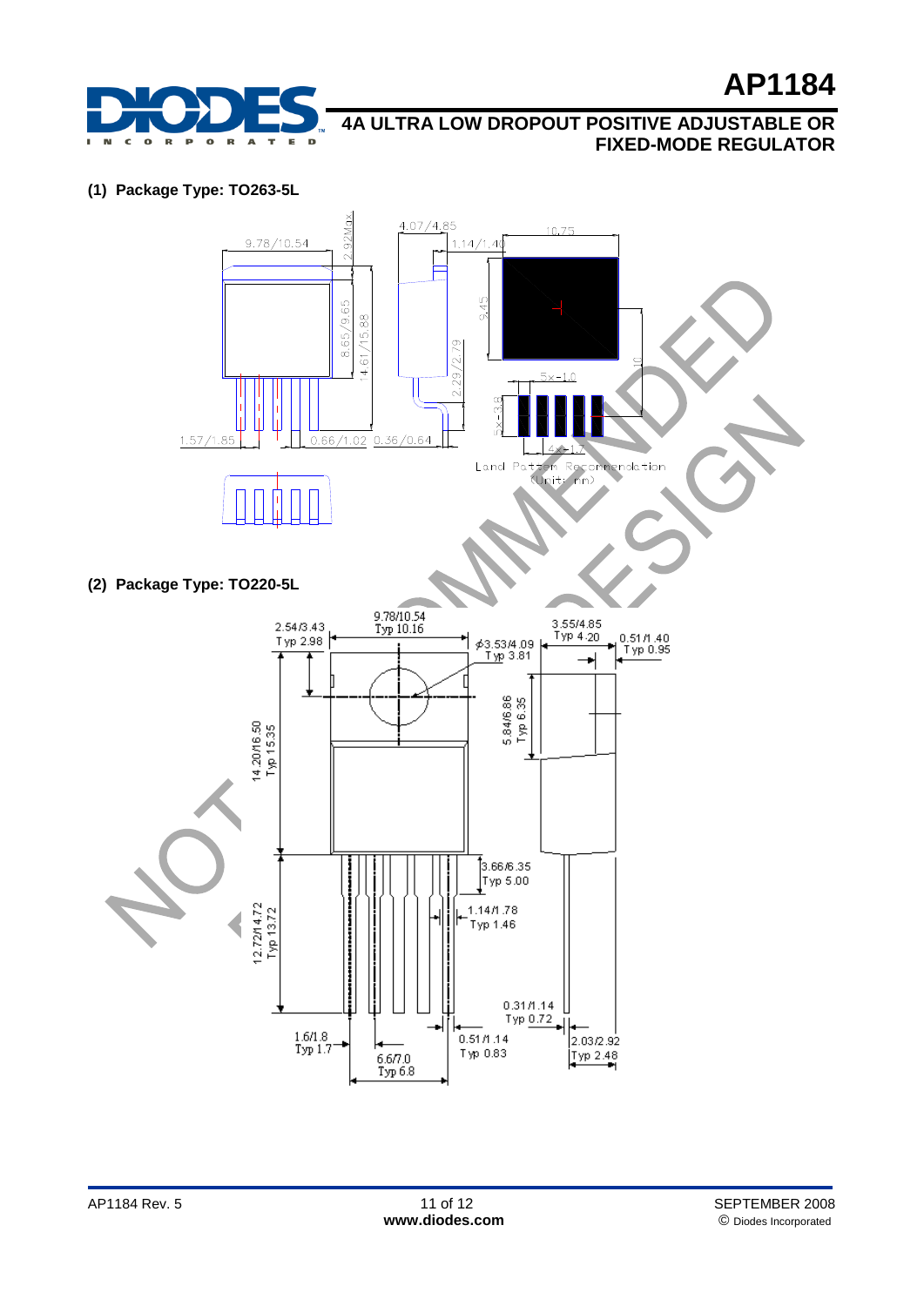**(1) Package Type: TO263-5L**

9.78/10.54

2.92Max

4.07/4.85

1.14/1.40

10.75

9.45

10

8.65/9.65

14.61/15.88

2.29/2.79

5x-1.0

5x-3.8

4x-1.7

1.57/1.85

0.66/1.02

0.36/0.64

Land Pattern Recommendation
(Unit: mm)

**(2) Package Type: TO220-5L**

2.54/3.43
Typ 2.98

9.78/10.54
Typ 10.16

ϕ3.53/4.09
Typ 3.81

3.55/4.85
Typ 4.20

0.51/1.40
Typ 0.95

5.84/6.86
Typ 6.35

14.20/16.50
Typ 15.35

3.66/6.35
Typ 5.00

1.14/1.78
Typ 1.46

12.72/14.72
Typ 13.72

0.31/1.14
Typ 0.72

1.6/1.8
Typ 1.7

0.51/1.14
Typ 0.83

2.03/2.92
Typ 2.48

6.6/7.0
Typ 6.8

NOT RECOMMENDED FOR NEW DESIGN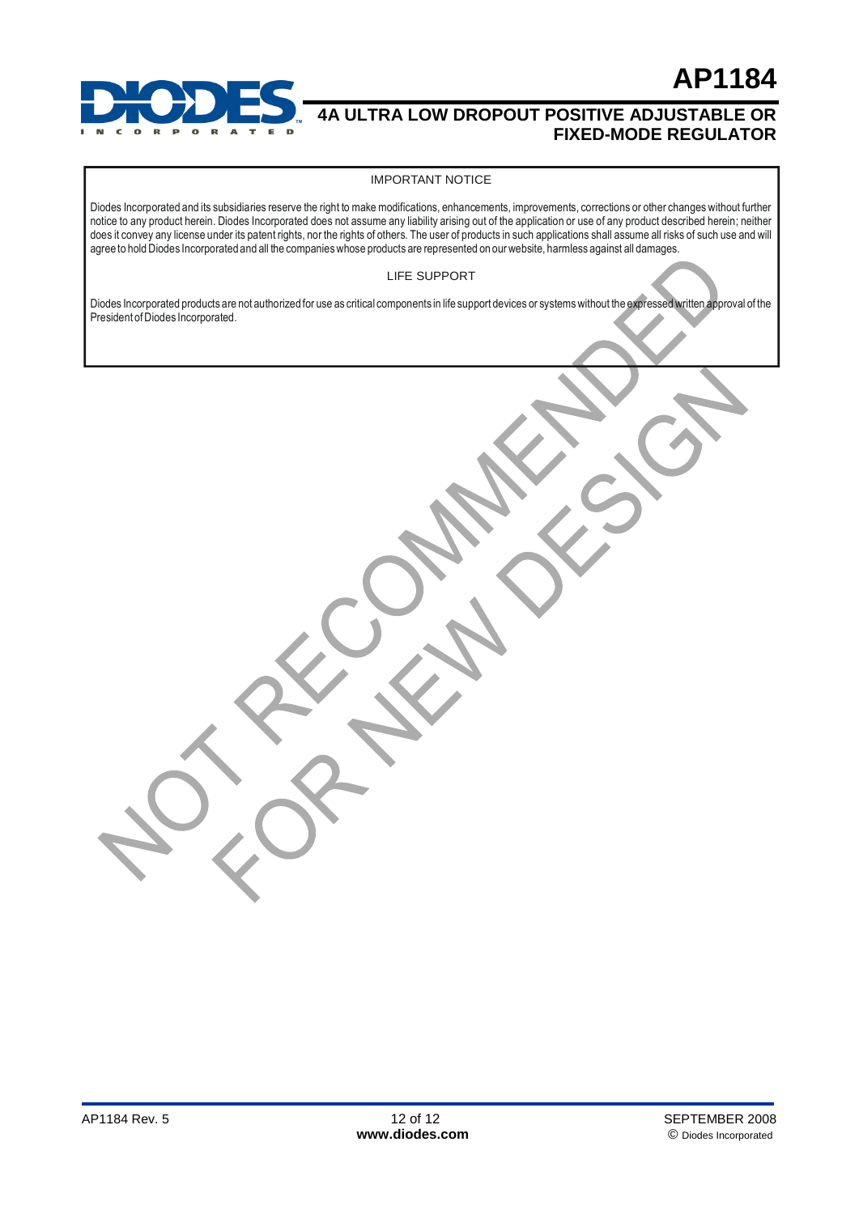IMPORTANT NOTICE

Diodes Incorporated and its subsidiaries reserve the right to make modifications, enhancements, improvements, corrections or other changes without further notice to any product herein. Diodes Incorporated does not assume any liability arising out of the application or use of any product described herein; neither does it convey any license under its patent rights, nor the rights of others. The user of products in such applications shall assume all risks of such use and will agree to hold Diodes Incorporated and all the companies whose products are represented on our website, harmless against all damages.

LIFE SUPPORT

Diodes Incorporated products are not authorized for use as critical components in life support devices or systems without the expressed written approval of the President of Diodes Incorporated.

NOT RECOMMENDED FOR NEW DESIGN